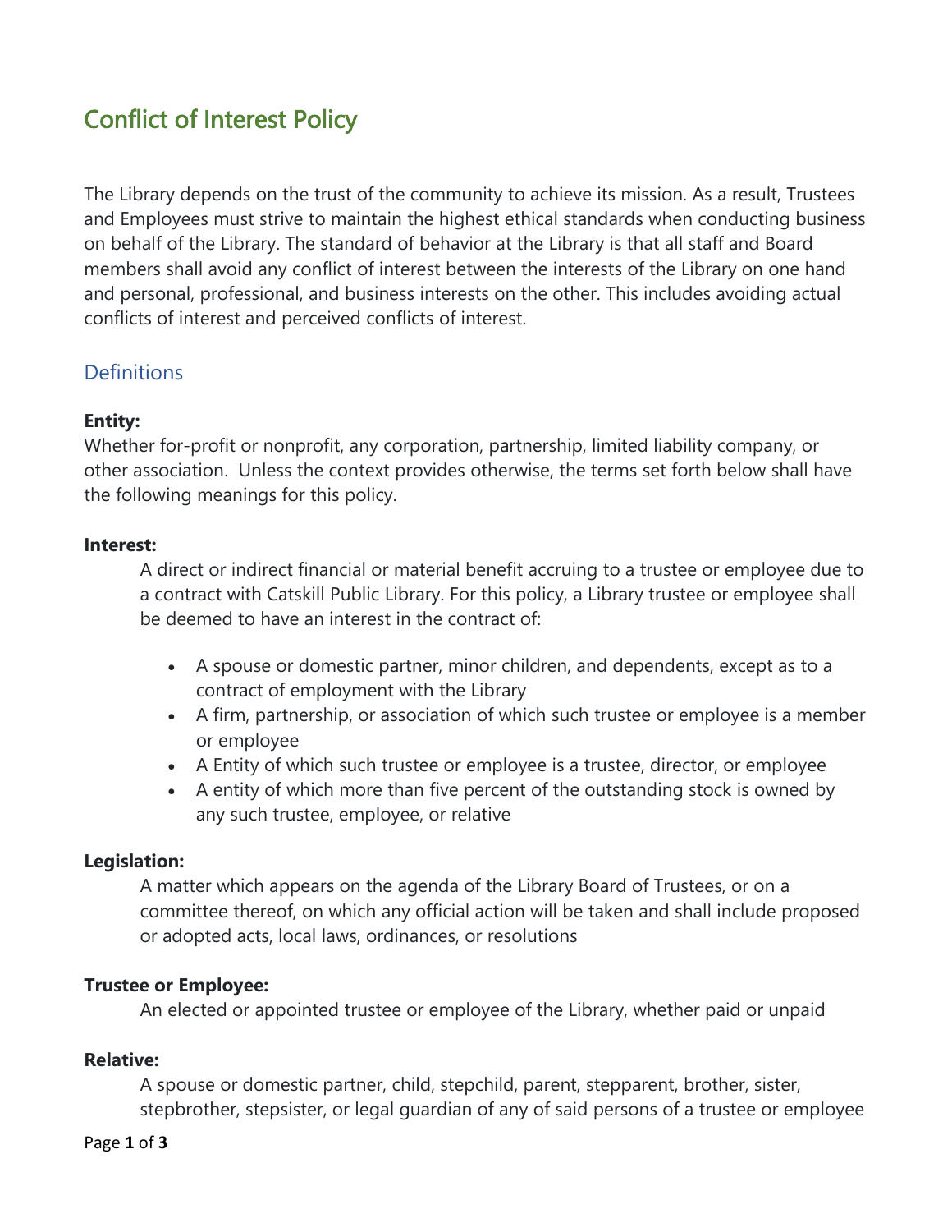# Conflict of Interest Policy

The Library depends on the trust of the community to achieve its mission. As a result, Trustees and Employees must strive to maintain the highest ethical standards when conducting business on behalf of the Library. The standard of behavior at the Library is that all staff and Board members shall avoid any conflict of interest between the interests of the Library on one hand and personal, professional, and business interests on the other. This includes avoiding actual conflicts of interest and perceived conflicts of interest.

## Definitions

**Entity:**
Whether for-profit or nonprofit, any corporation, partnership, limited liability company, or other association. Unless the context provides otherwise, the terms set forth below shall have the following meanings for this policy.

**Interest:**

A direct or indirect financial or material benefit accruing to a trustee or employee due to a contract with Catskill Public Library. For this policy, a Library trustee or employee shall be deemed to have an interest in the contract of:

- A spouse or domestic partner, minor children, and dependents, except as to a contract of employment with the Library
- A firm, partnership, or association of which such trustee or employee is a member or employee
- A Entity of which such trustee or employee is a trustee, director, or employee
- A entity of which more than five percent of the outstanding stock is owned by any such trustee, employee, or relative

**Legislation:**

A matter which appears on the agenda of the Library Board of Trustees, or on a committee thereof, on which any official action will be taken and shall include proposed or adopted acts, local laws, ordinances, or resolutions

**Trustee or Employee:**

An elected or appointed trustee or employee of the Library, whether paid or unpaid

**Relative:**

A spouse or domestic partner, child, stepchild, parent, stepparent, brother, sister, stepbrother, stepsister, or legal guardian of any of said persons of a trustee or employee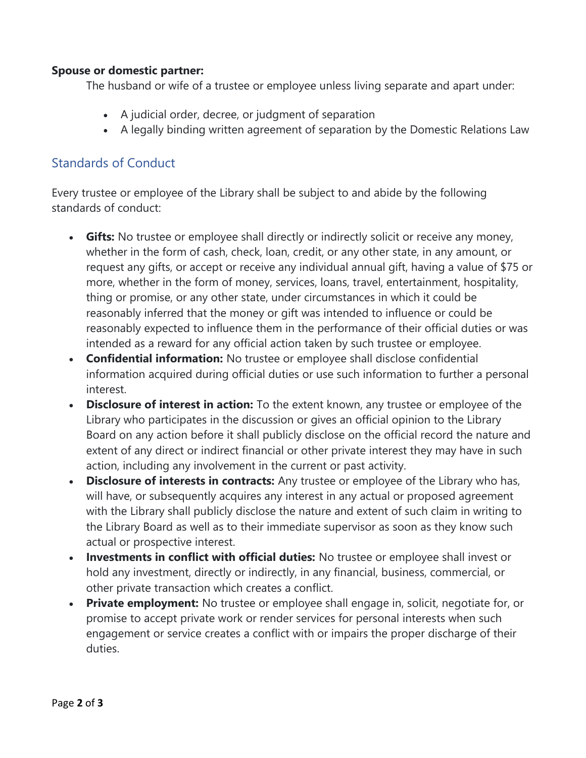**Spune or domestic partner:**

The husband or wife of a trustee or employee unless living separate and apart under:

- A judicial order, decree, or judgment of separation
- A legally binding written agreement of separation by the Domestic Relations Law

## Standards of Conduct

Every trustee or employee of the Library shall be subject to and abide by the following standards of conduct:

- **Gifts:** No trustee or employee shall directly or indirectly solicit or receive any money, whether in the form of cash, check, loan, credit, or any other state, in any amount, or request any gifts, or accept or receive any individual annual gift, having a value of $75 or more, whether in the form of money, services, loans, travel, entertainment, hospitality, thing or promise, or any other state, under circumstances in which it could be reasonably inferred that the money or gift was intended to influence or could be reasonably expected to influence them in the performance of their official duties or was intended as a reward for any official action taken by such trustee or employee.
- **Confidential information:** No trustee or employee shall disclose confidential information acquired during official duties or use such information to further a personal interest.
- **Disclosure of interest in action:** To the extent known, any trustee or employee of the Library who participates in the discussion or gives an official opinion to the Library Board on any action before it shall publicly disclose on the official record the nature and extent of any direct or indirect financial or other private interest they may have in such action, including any involvement in the current or past activity.
- **Disclosure of interests in contracts:** Any trustee or employee of the Library who has, will have, or subsequently acquires any interest in any actual or proposed agreement with the Library shall publicly disclose the nature and extent of such claim in writing to the Library Board as well as to their immediate supervisor as soon as they know such actual or prospective interest.
- **Investments in conflict with official duties:** No trustee or employee shall invest or hold any investment, directly or indirectly, in any financial, business, commercial, or other private transaction which creates a conflict.
- **Private employment:** No trustee or employee shall engage in, solicit, negotiate for, or promise to accept private work or render services for personal interests when such engagement or service creates a conflict with or impairs the proper discharge of their duties.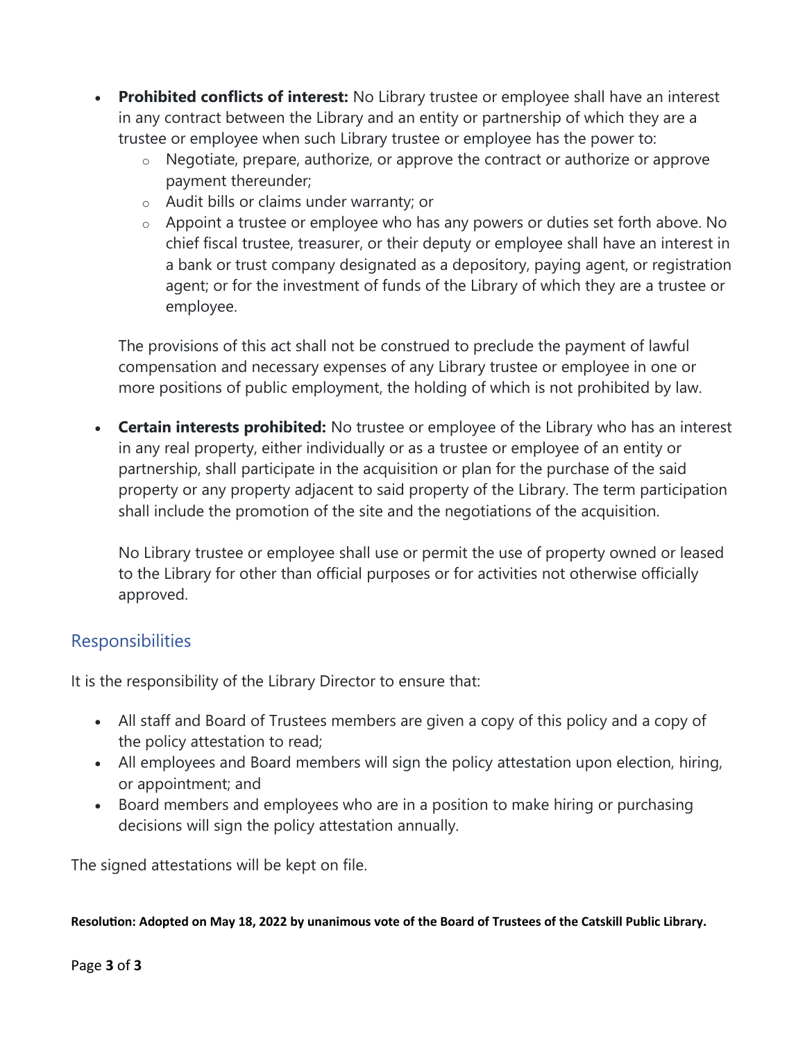- **Prohibited conflicts of interest:** No Library trustee or employee shall have an interest in any contract between the Library and an entity or partnership of which they are a trustee or employee when such Library trustee or employee has the power to:
    - Negotiate, prepare, authorize, or approve the contract or authorize or approve payment thereunder;
    - Audit bills or claims under warranty; or
    - Appoint a trustee or employee who has any powers or duties set forth above. No chief fiscal trustee, treasurer, or their deputy or employee shall have an interest in a bank or trust company designated as a depository, paying agent, or registration agent; or for the investment of funds of the Library of which they are a trustee or employee.

  The provisions of this act shall not be construed to preclude the payment of lawful compensation and necessary expenses of any Library trustee or employee in one or more positions of public employment, the holding of which is not prohibited by law.

- **Certain interests prohibited:** No trustee or employee of the Library who has an interest in any real property, either individually or as a trustee or employee of an entity or partnership, shall participate in the acquisition or plan for the purchase of the said property or any property adjacent to said property of the Library. The term participation shall include the promotion of the site and the negotiations of the acquisition.

  No Library trustee or employee shall use or permit the use of property owned or leased to the Library for other than official purposes or for activities not otherwise officially approved.

## Responsibilities

It is the responsibility of the Library Director to ensure that:

- All staff and Board of Trustees members are given a copy of this policy and a copy of the policy attestation to read;
- All employees and Board members will sign the policy attestation upon election, hiring, or appointment; and
- Board members and employees who are in a position to make hiring or purchasing decisions will sign the policy attestation annually.

The signed attestations will be kept on file.

**Resolution: Adopted on May 18, 2022 by unanimous vote of the Board of Trustees of the Catskill Public Library.**